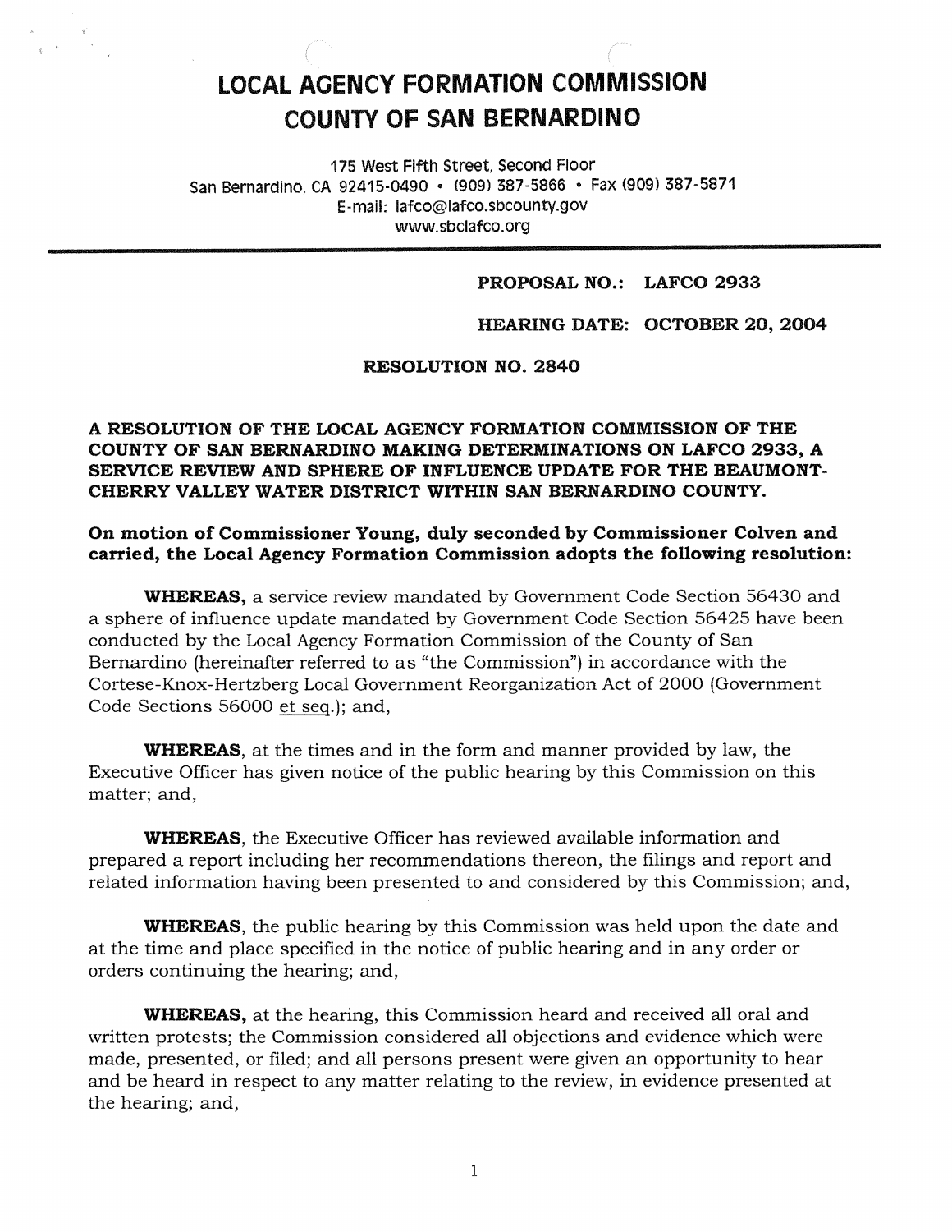# LOCAL AGENCY FORMATION COMMISSION
# COUNTY OF SAN BERNARDINO

175 West Fifth Street, Second Floor
San Bernardino, CA 92415-0490 • (909) 387-5866 • Fax (909) 387-5871
E-mail: lafco@lafco.sbcounty.gov
www.sbclafco.org

**PROPOSAL NO.: LAFCO 2933**

**HEARING DATE: OCTOBER 20, 2004**

**RESOLUTION NO. 2840**

**A RESOLUTION OF THE LOCAL AGENCY FORMATION COMMISSION OF THE COUNTY OF SAN BERNARDINO MAKING DETERMINATIONS ON LAFCO 2933, A SERVICE REVIEW AND SPHERE OF INFLUENCE UPDATE FOR THE BEAUMONT-CHERRY VALLEY WATER DISTRICT WITHIN SAN BERNARDINO COUNTY.**

**On motion of Commissioner Young, duly seconded by Commissioner Colven and carried, the Local Agency Formation Commission adopts the following resolution:**

**WHEREAS,** a service review mandated by Government Code Section 56430 and a sphere of influence update mandated by Government Code Section 56425 have been conducted by the Local Agency Formation Commission of the County of San Bernardino (hereinafter referred to as "the Commission") in accordance with the Cortese-Knox-Hertzberg Local Government Reorganization Act of 2000 (Government Code Sections 56000 et seq.); and,

**WHEREAS**, at the times and in the form and manner provided by law, the Executive Officer has given notice of the public hearing by this Commission on this matter; and,

**WHEREAS**, the Executive Officer has reviewed available information and prepared a report including her recommendations thereon, the filings and report and related information having been presented to and considered by this Commission; and,

**WHEREAS**, the public hearing by this Commission was held upon the date and at the time and place specified in the notice of public hearing and in any order or orders continuing the hearing; and,

**WHEREAS,** at the hearing, this Commission heard and received all oral and written protests; the Commission considered all objections and evidence which were made, presented, or filed; and all persons present were given an opportunity to hear and be heard in respect to any matter relating to the review, in evidence presented at the hearing; and,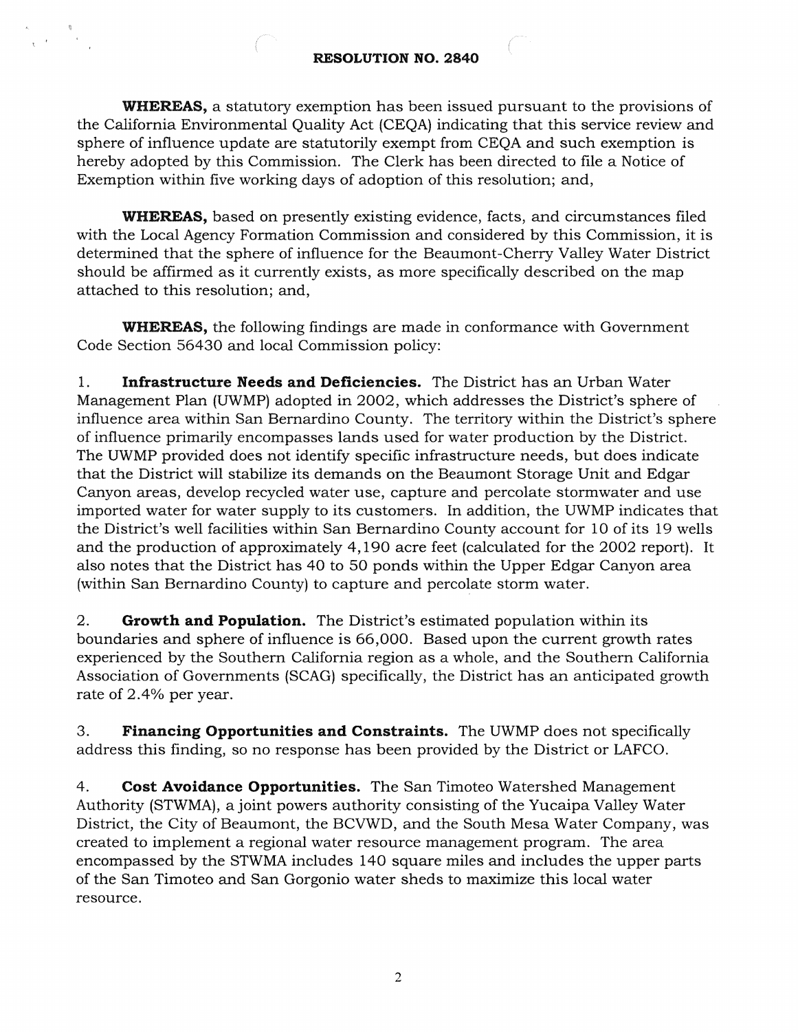**RESOLUTION NO. 2840**

**WHEREAS,** a statutory exemption has been issued pursuant to the provisions of the California Environmental Quality Act (CEQA) indicating that this service review and sphere of influence update are statutorily exempt from CEQA and such exemption is hereby adopted by this Commission. The Clerk has been directed to file a Notice of Exemption within five working days of adoption of this resolution; and,

**WHEREAS,** based on presently existing evidence, facts, and circumstances filed with the Local Agency Formation Commission and considered by this Commission, it is determined that the sphere of influence for the Beaumont-Cherry Valley Water District should be affirmed as it currently exists, as more specifically described on the map attached to this resolution; and,

**WHEREAS,** the following findings are made in conformance with Government Code Section 56430 and local Commission policy:

1. **Infrastructure Needs and Deficiencies.** The District has an Urban Water Management Plan (UWMP) adopted in 2002, which addresses the District's sphere of influence area within San Bernardino County. The territory within the District's sphere of influence primarily encompasses lands used for water production by the District. The UWMP provided does not identify specific infrastructure needs, but does indicate that the District will stabilize its demands on the Beaumont Storage Unit and Edgar Canyon areas, develop recycled water use, capture and percolate stormwater and use imported water for water supply to its customers. In addition, the UWMP indicates that the District's well facilities within San Bernardino County account for 10 of its 19 wells and the production of approximately 4,190 acre feet (calculated for the 2002 report). It also notes that the District has 40 to 50 ponds within the Upper Edgar Canyon area (within San Bernardino County) to capture and percolate storm water.

2. **Growth and Population.** The District's estimated population within its boundaries and sphere of influence is 66,000. Based upon the current growth rates experienced by the Southern California region as a whole, and the Southern California Association of Governments (SCAG) specifically, the District has an anticipated growth rate of 2.4% per year.

3. **Financing Opportunities and Constraints.** The UWMP does not specifically address this finding, so no response has been provided by the District or LAFCO.

4. **Cost Avoidance Opportunities.** The San Timoteo Watershed Management Authority (STWMA), a joint powers authority consisting of the Yucaipa Valley Water District, the City of Beaumont, the BCVWD, and the South Mesa Water Company, was created to implement a regional water resource management program. The area encompassed by the STWMA includes 140 square miles and includes the upper parts of the San Timoteo and San Gorgonio water sheds to maximize this local water resource.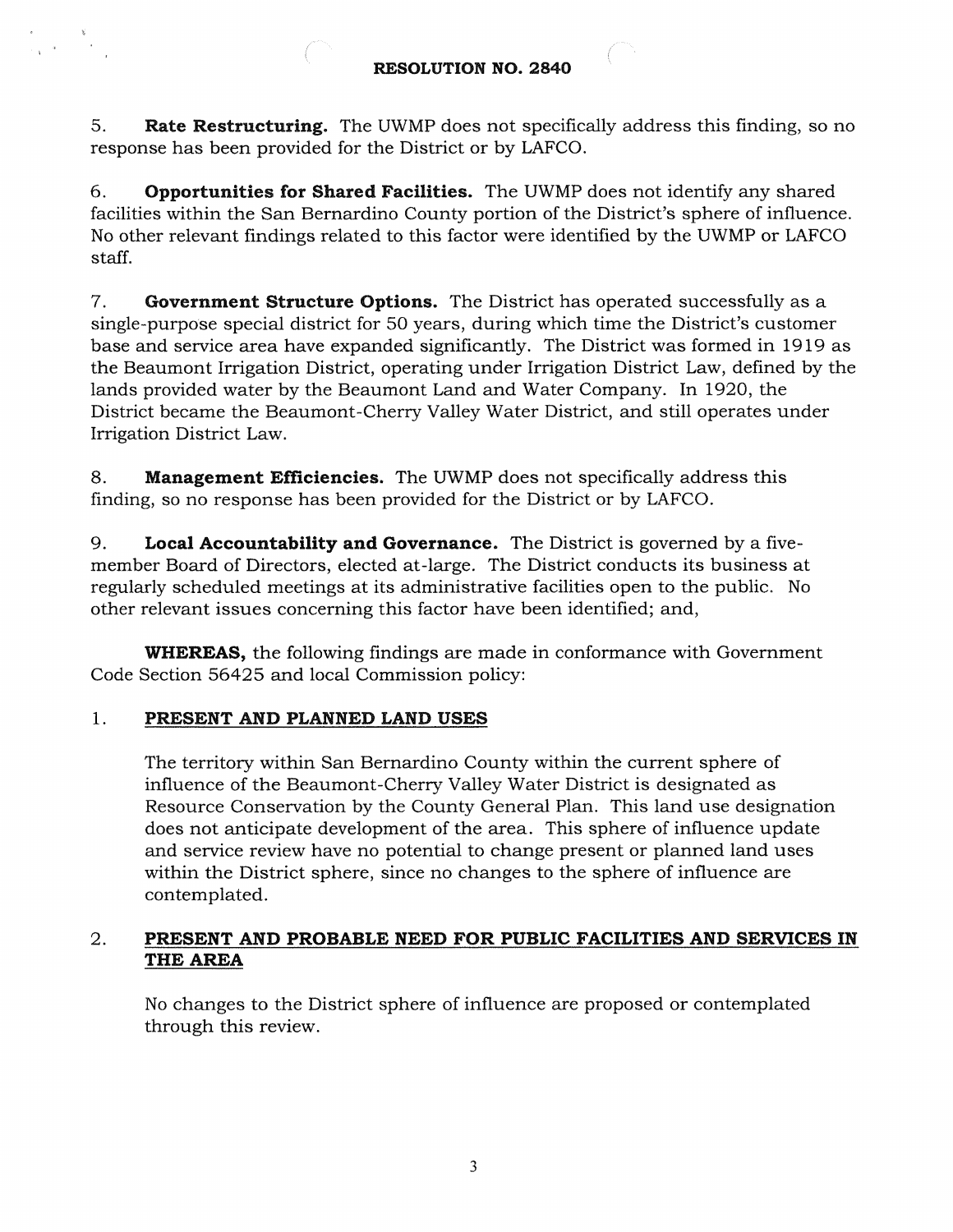5. **Rate Restructuring.** The UWMP does not specifically address this finding, so no response has been provided for the District or by LAFCO.

6. **Opportunities for Shared Facilities.** The UWMP does not identify any shared facilities within the San Bernardino County portion of the District's sphere of influence. No other relevant findings related to this factor were identified by the UWMP or LAFCO staff.

7. **Government Structure Options.** The District has operated successfully as a single-purpose special district for 50 years, during which time the District's customer base and service area have expanded significantly. The District was formed in 1919 as the Beaumont Irrigation District, operating under Irrigation District Law, defined by the lands provided water by the Beaumont Land and Water Company. In 1920, the District became the Beaumont-Cherry Valley Water District, and still operates under Irrigation District Law.

8. **Management Efficiencies.** The UWMP does not specifically address this finding, so no response has been provided for the District or by LAFCO.

9. **Local Accountability and Governance.** The District is governed by a five-member Board of Directors, elected at-large. The District conducts its business at regularly scheduled meetings at its administrative facilities open to the public. No other relevant issues concerning this factor have been identified; and,

**WHEREAS,** the following findings are made in conformance with Government Code Section 56425 and local Commission policy:

1. **PRESENT AND PLANNED LAND USES**

   The territory within San Bernardino County within the current sphere of influence of the Beaumont-Cherry Valley Water District is designated as Resource Conservation by the County General Plan. This land use designation does not anticipate development of the area. This sphere of influence update and service review have no potential to change present or planned land uses within the District sphere, since no changes to the sphere of influence are contemplated.

2. **PRESENT AND PROBABLE NEED FOR PUBLIC FACILITIES AND SERVICES IN THE AREA**

   No changes to the District sphere of influence are proposed or contemplated through this review.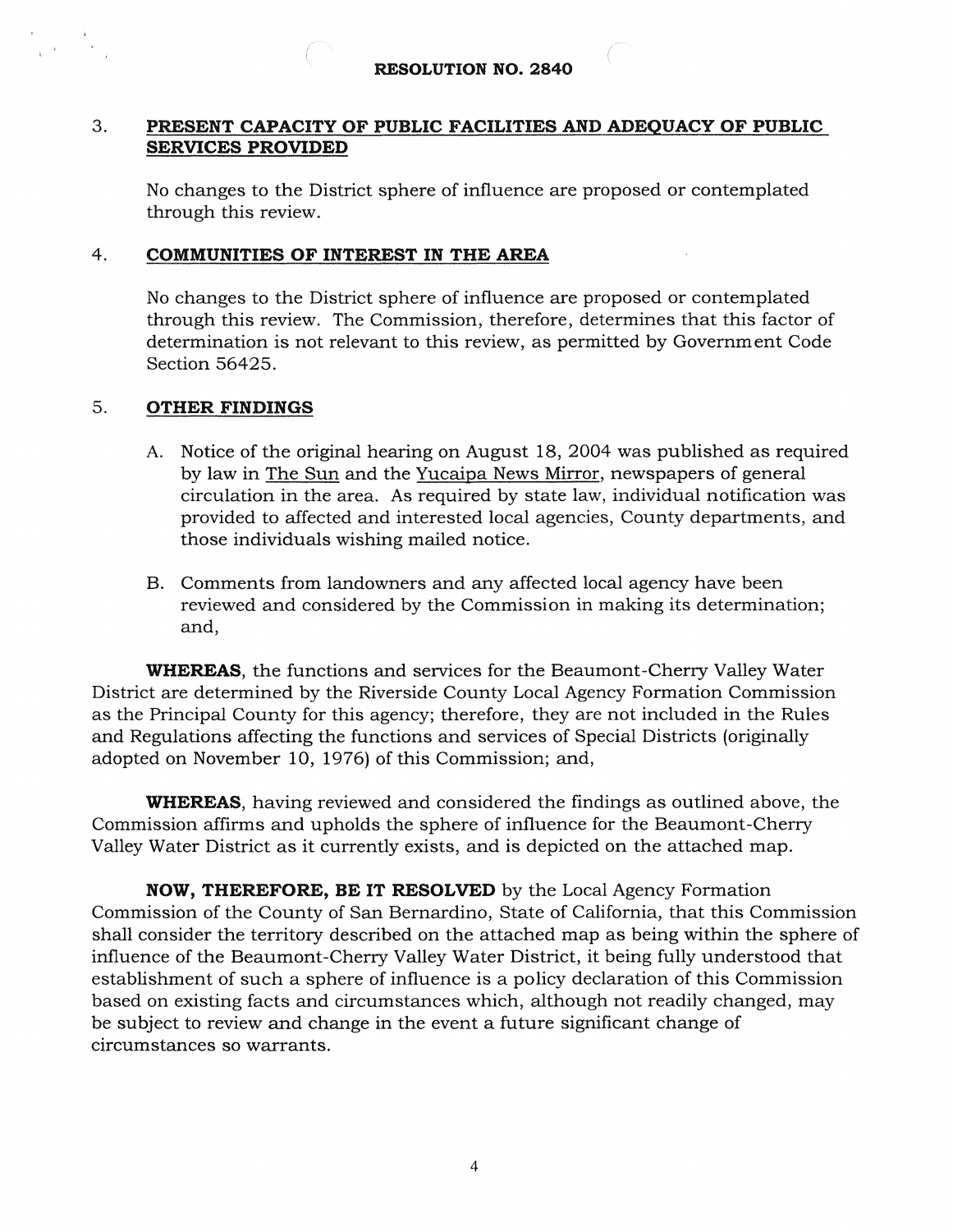**RESOLUTION NO. 2840**

3. **PRESENT CAPACITY OF PUBLIC FACILITIES AND ADEQUACY OF PUBLIC SERVICES PROVIDED**

   No changes to the District sphere of influence are proposed or contemplated through this review.

4. **COMMUNITIES OF INTEREST IN THE AREA**

   No changes to the District sphere of influence are proposed or contemplated through this review. The Commission, therefore, determines that this factor of determination is not relevant to this review, as permitted by Government Code Section 56425.

5. **OTHER FINDINGS**

   A. Notice of the original hearing on August 18, 2004 was published as required by law in The Sun and the Yucaipa News Mirror, newspapers of general circulation in the area. As required by state law, individual notification was provided to affected and interested local agencies, County departments, and those individuals wishing mailed notice.

   B. Comments from landowners and any affected local agency have been reviewed and considered by the Commission in making its determination; and,

**WHEREAS**, the functions and services for the Beaumont-Cherry Valley Water District are determined by the Riverside County Local Agency Formation Commission as the Principal County for this agency; therefore, they are not included in the Rules and Regulations affecting the functions and services of Special Districts (originally adopted on November 10, 1976) of this Commission; and,

**WHEREAS**, having reviewed and considered the findings as outlined above, the Commission affirms and upholds the sphere of influence for the Beaumont-Cherry Valley Water District as it currently exists, and is depicted on the attached map.

**NOW, THEREFORE, BE IT RESOLVED** by the Local Agency Formation Commission of the County of San Bernardino, State of California, that this Commission shall consider the territory described on the attached map as being within the sphere of influence of the Beaumont-Cherry Valley Water District, it being fully understood that establishment of such a sphere of influence is a policy declaration of this Commission based on existing facts and circumstances which, although not readily changed, may be subject to review and change in the event a future significant change of circumstances so warrants.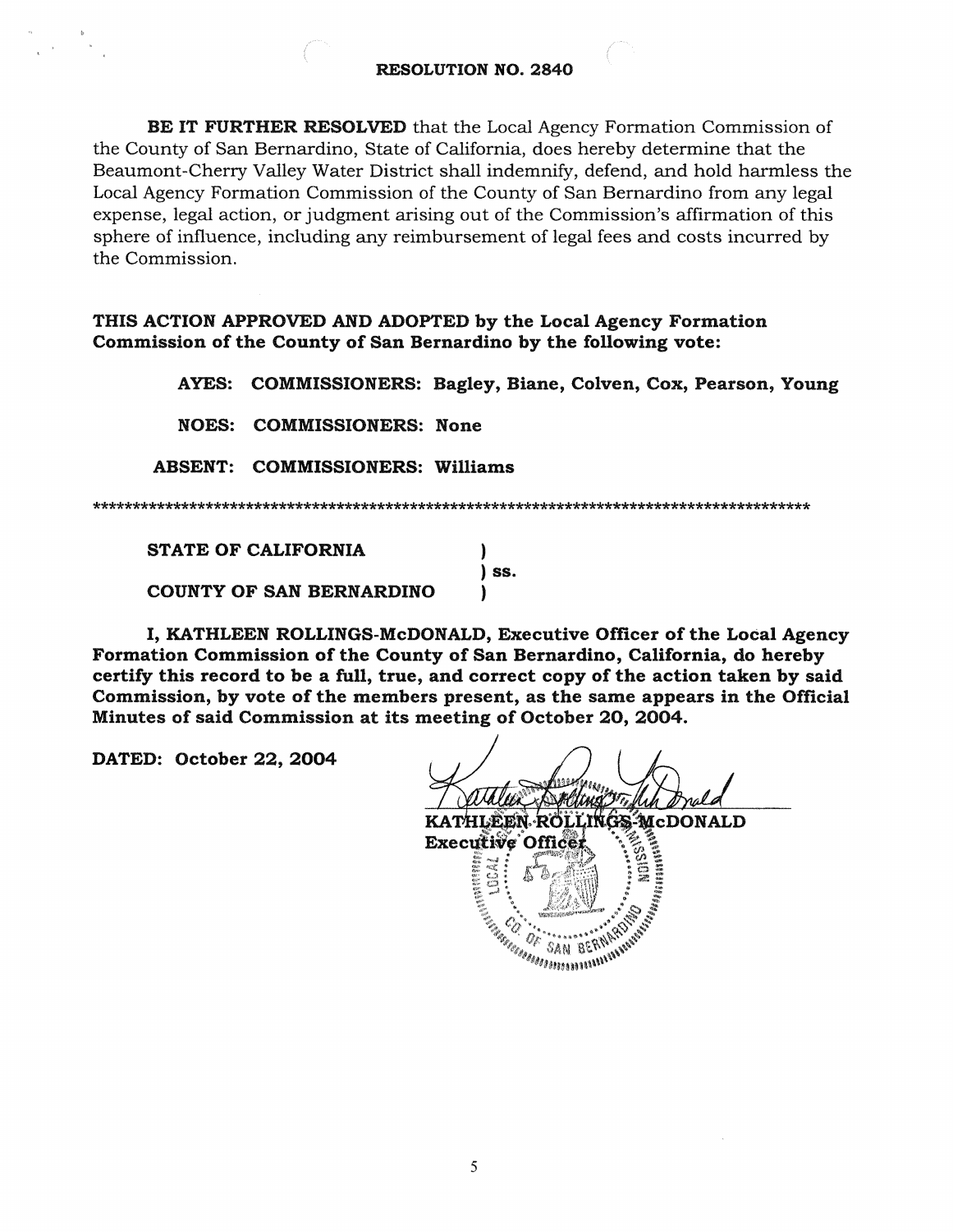**RESOLUTION NO. 2840**

**BE IT FURTHER RESOLVED** that the Local Agency Formation Commission of the County of San Bernardino, State of California, does hereby determine that the Beaumont-Cherry Valley Water District shall indemnify, defend, and hold harmless the Local Agency Formation Commission of the County of San Bernardino from any legal expense, legal action, or judgment arising out of the Commission's affirmation of this sphere of influence, including any reimbursement of legal fees and costs incurred by the Commission.

**THIS ACTION APPROVED AND ADOPTED by the Local Agency Formation Commission of the County of San Bernardino by the following vote:**

**AYES: COMMISSIONERS: Bagley, Biane, Colven, Cox, Pearson, Young**

**NOES: COMMISSIONERS: None**

**ABSENT: COMMISSIONERS: Williams**

*****************************************************************************************

**STATE OF CALIFORNIA )**
**) ss.**
**COUNTY OF SAN BERNARDINO )**

**I, KATHLEEN ROLLINGS-McDONALD, Executive Officer of the Local Agency Formation Commission of the County of San Bernardino, California, do hereby certify this record to be a full, true, and correct copy of the action taken by said Commission, by vote of the members present, as the same appears in the Official Minutes of said Commission at its meeting of October 20, 2004.**

**DATED: October 22, 2004**

**KATHLEEN ROLLINGS-McDONALD**
**Executive Officer**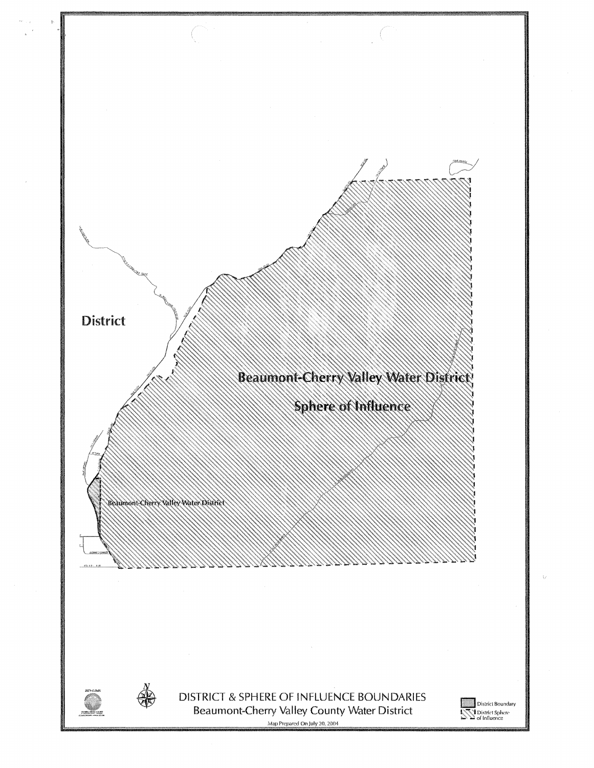District

Beaumont-Cherry Valley Water District

Sphere of Influence

Beaumont-Cherry Valley Water District

DISTRICT & SPHERE OF INFLUENCE BOUNDARIES

Beaumont-Cherry Valley County Water District

Map Prepared On July 20, 2004

District Boundary

District Sphere of Influence